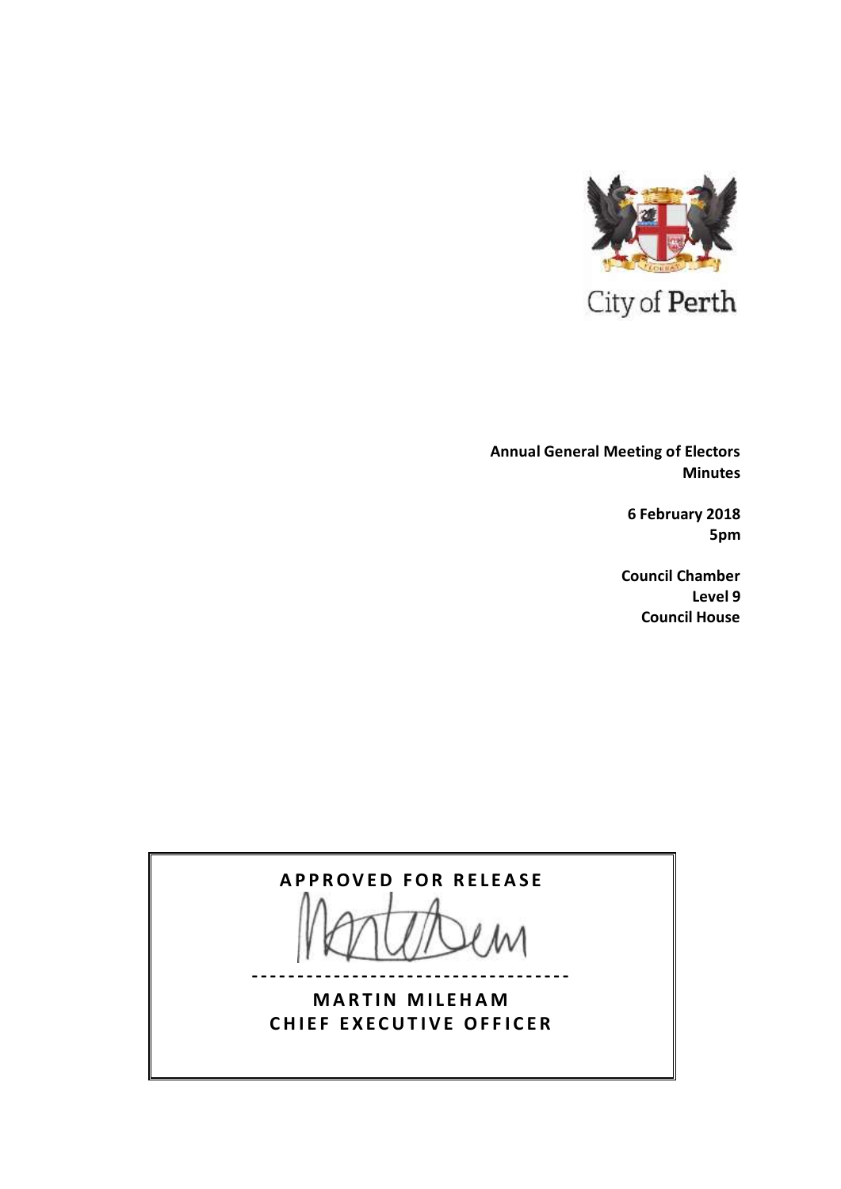City of Perth

**Annual General Meeting of Electors**
**Minutes**

**6 February 2018**
**5pm**

**Council Chamber**
**Level 9**
**Council House**

**APPROVED FOR RELEASE**

---

**MARTIN MILEHAM**
**CHIEF EXECUTIVE OFFICER**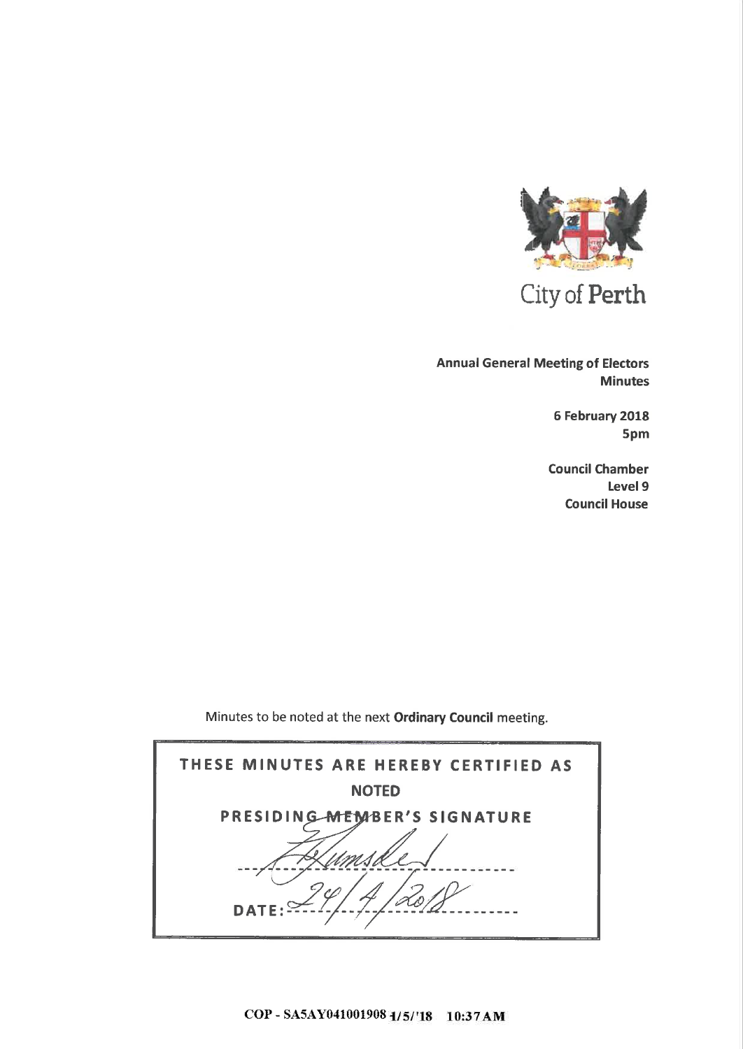City of Perth

**Annual General Meeting of Electors**
**Minutes**

**6 February 2018**
**5pm**

**Council Chamber**
**Level 9**
**Council House**

Minutes to be noted at the next **Ordinary Council** meeting.

| THESE MINUTES ARE HEREBY CERTIFIED AS NOTED |
| --- |
| PRESIDING MEMBER'S SIGNATURE |
| ------------------------------ |
| DATE: 24/4/2018 |

COP - SA5AY041001908 1/5/'18 10:37AM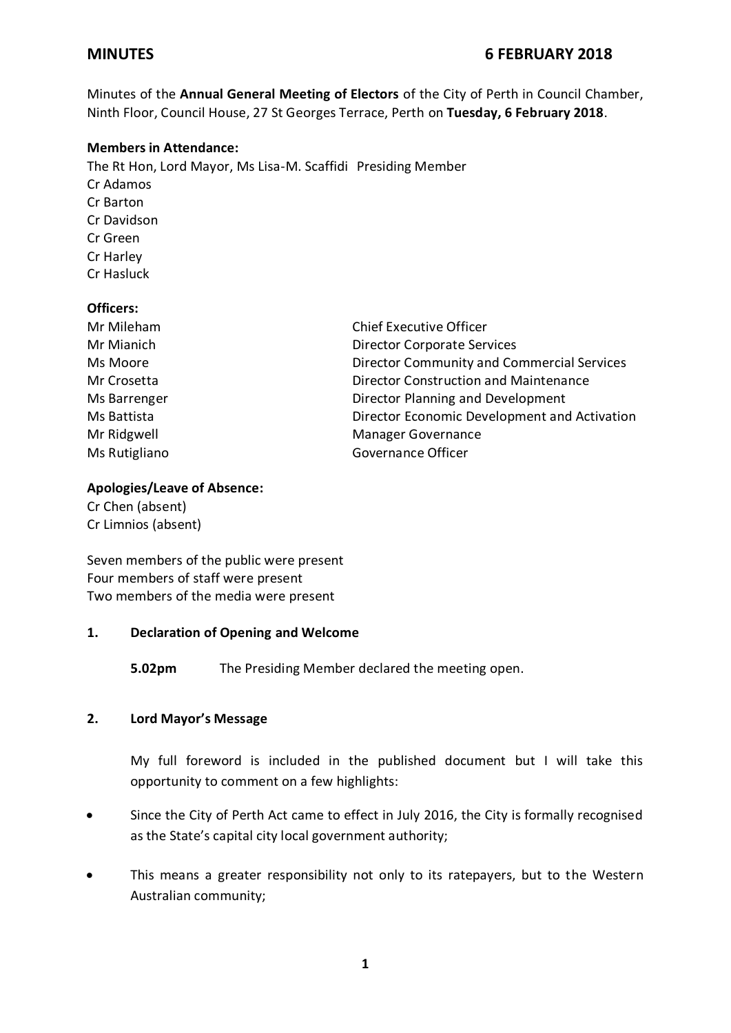# MINUTES 6 FEBRUARY 2018

Minutes of the **Annual General Meeting of Electors** of the City of Perth in Council Chamber, Ninth Floor, Council House, 27 St Georges Terrace, Perth on **Tuesday, 6 February 2018**.

**Members in Attendance:**

The Rt Hon, Lord Mayor, Ms Lisa-M. Scaffidi Presiding Member
Cr Adamos
Cr Barton
Cr Davidson
Cr Green
Cr Harley
Cr Hasluck

**Officers:**

| | |
|---|---|
| Mr Mileham | Chief Executive Officer |
| Mr Mianich | Director Corporate Services |
| Ms Moore | Director Community and Commercial Services |
| Mr Crosetta | Director Construction and Maintenance |
| Ms Barrenger | Director Planning and Development |
| Ms Battista | Director Economic Development and Activation |
| Mr Ridgwell | Manager Governance |
| Ms Rutigliano | Governance Officer |

**Apologies/Leave of Absence:**

Cr Chen (absent)
Cr Limnios (absent)

Seven members of the public were present
Four members of staff were present
Two members of the media were present

## 1. Declaration of Opening and Welcome

**5.02pm** The Presiding Member declared the meeting open.

## 2. Lord Mayor's Message

My full foreword is included in the published document but I will take this opportunity to comment on a few highlights:

- Since the City of Perth Act came to effect in July 2016, the City is formally recognised as the State's capital city local government authority;
- This means a greater responsibility not only to its ratepayers, but to the Western Australian community;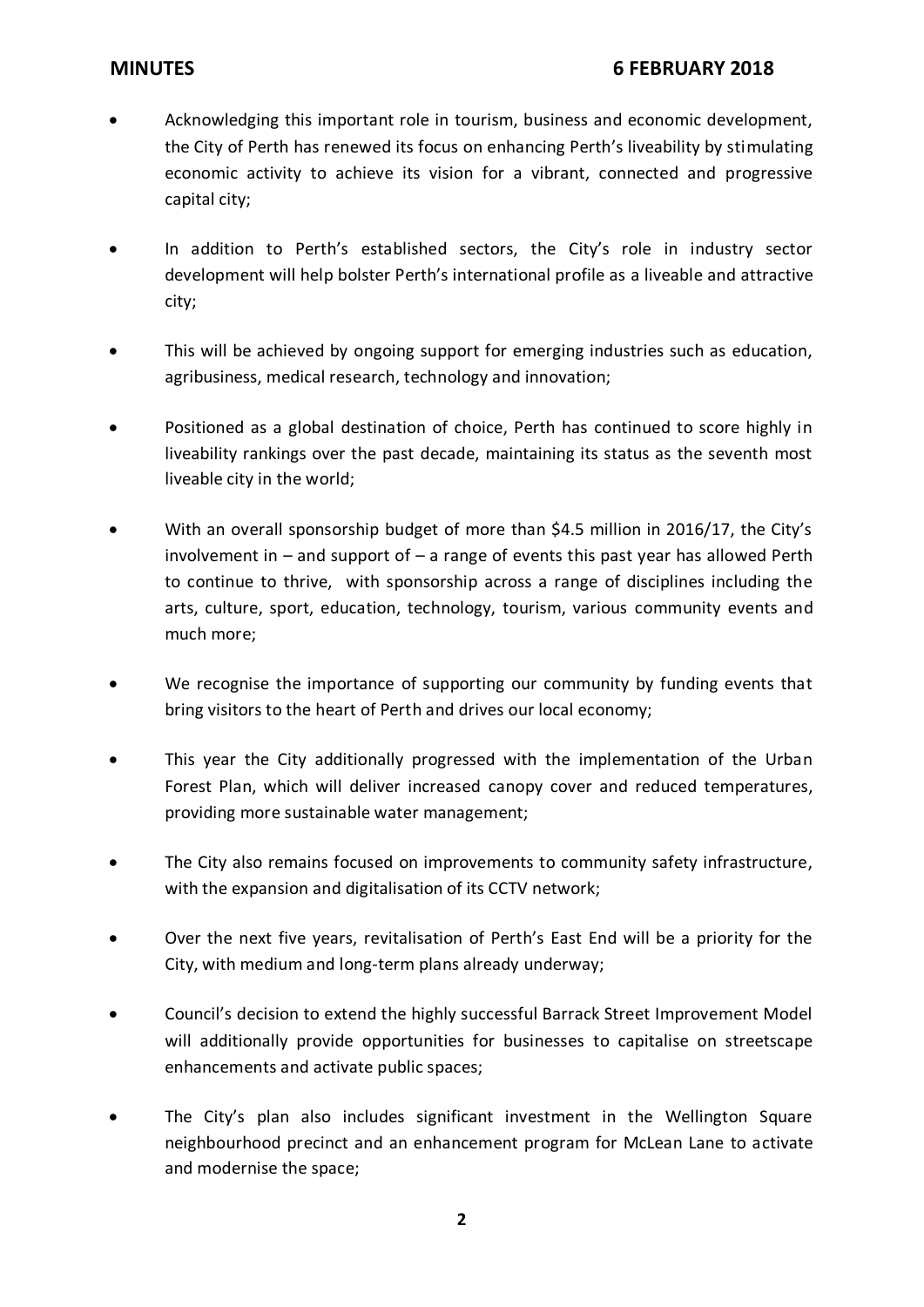- Acknowledging this important role in tourism, business and economic development, the City of Perth has renewed its focus on enhancing Perth's liveability by stimulating economic activity to achieve its vision for a vibrant, connected and progressive capital city;

- In addition to Perth's established sectors, the City's role in industry sector development will help bolster Perth's international profile as a liveable and attractive city;

- This will be achieved by ongoing support for emerging industries such as education, agribusiness, medical research, technology and innovation;

- Positioned as a global destination of choice, Perth has continued to score highly in liveability rankings over the past decade, maintaining its status as the seventh most liveable city in the world;

- With an overall sponsorship budget of more than $4.5 million in 2016/17, the City's involvement in – and support of – a range of events this past year has allowed Perth to continue to thrive, with sponsorship across a range of disciplines including the arts, culture, sport, education, technology, tourism, various community events and much more;

- We recognise the importance of supporting our community by funding events that bring visitors to the heart of Perth and drives our local economy;

- This year the City additionally progressed with the implementation of the Urban Forest Plan, which will deliver increased canopy cover and reduced temperatures, providing more sustainable water management;

- The City also remains focused on improvements to community safety infrastructure, with the expansion and digitalisation of its CCTV network;

- Over the next five years, revitalisation of Perth's East End will be a priority for the City, with medium and long-term plans already underway;

- Council's decision to extend the highly successful Barrack Street Improvement Model will additionally provide opportunities for businesses to capitalise on streetscape enhancements and activate public spaces;

- The City's plan also includes significant investment in the Wellington Square neighbourhood precinct and an enhancement program for McLean Lane to activate and modernise the space;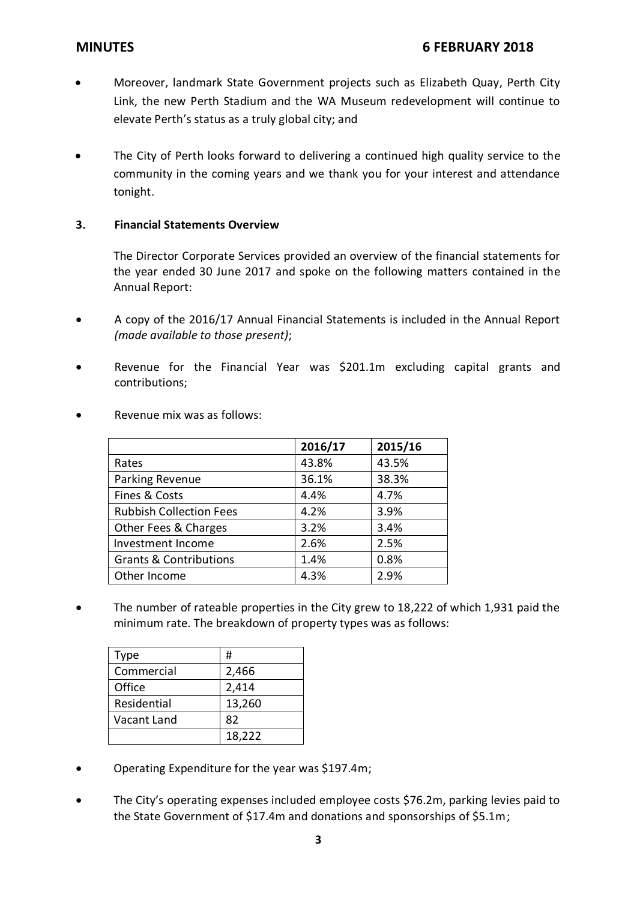- Moreover, landmark State Government projects such as Elizabeth Quay, Perth City Link, the new Perth Stadium and the WA Museum redevelopment will continue to elevate Perth's status as a truly global city; and

- The City of Perth looks forward to delivering a continued high quality service to the community in the coming years and we thank you for your interest and attendance tonight.

**3. Financial Statements Overview**

The Director Corporate Services provided an overview of the financial statements for the year ended 30 June 2017 and spoke on the following matters contained in the Annual Report:

- A copy of the 2016/17 Annual Financial Statements is included in the Annual Report *(made available to those present)*;

- Revenue for the Financial Year was $201.1m excluding capital grants and contributions;

- Revenue mix was as follows:

| | **2016/17** | **2015/16** |
|---|---|---|
| Rates | 43.8% | 43.5% |
| Parking Revenue | 36.1% | 38.3% |
| Fines & Costs | 4.4% | 4.7% |
| Rubbish Collection Fees | 4.2% | 3.9% |
| Other Fees & Charges | 3.2% | 3.4% |
| Investment Income | 2.6% | 2.5% |
| Grants & Contributions | 1.4% | 0.8% |
| Other Income | 4.3% | 2.9% |

- The number of rateable properties in the City grew to 18,222 of which 1,931 paid the minimum rate. The breakdown of property types was as follows:

| Type | # |
|---|---|
| Commercial | 2,466 |
| Office | 2,414 |
| Residential | 13,260 |
| Vacant Land | 82 |
| | 18,222 |

- Operating Expenditure for the year was $197.4m;

- The City's operating expenses included employee costs $76.2m, parking levies paid to the State Government of $17.4m and donations and sponsorships of $5.1m;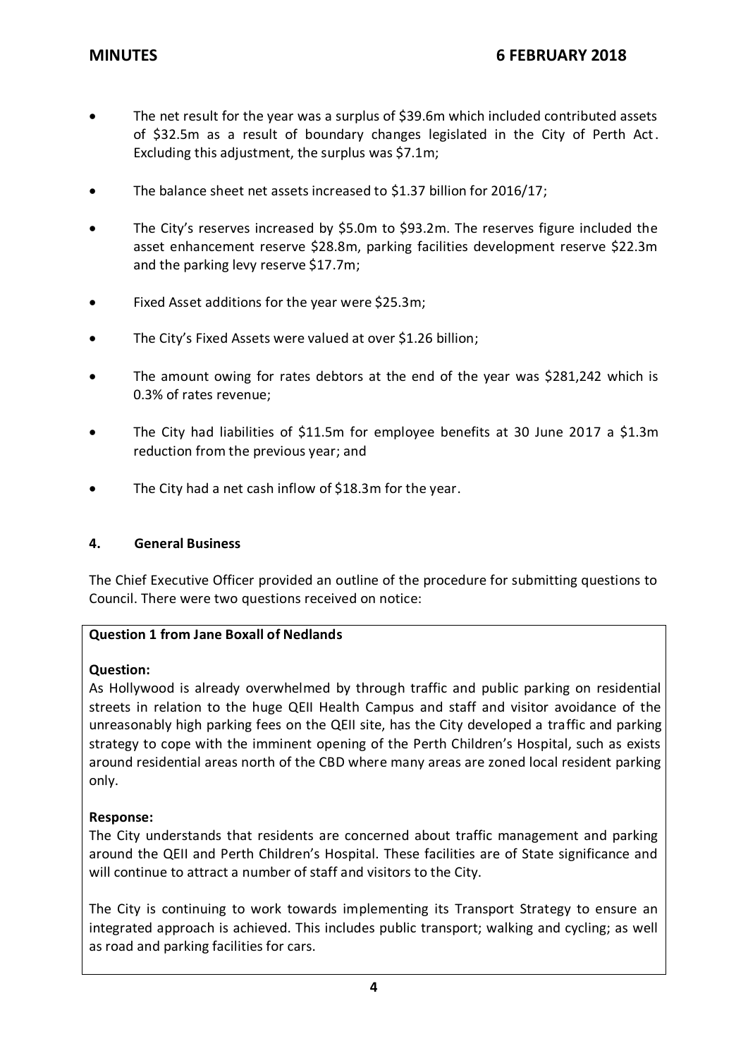- The net result for the year was a surplus of $39.6m which included contributed assets of $32.5m as a result of boundary changes legislated in the City of Perth Act. Excluding this adjustment, the surplus was $7.1m;
- The balance sheet net assets increased to $1.37 billion for 2016/17;
- The City's reserves increased by $5.0m to $93.2m. The reserves figure included the asset enhancement reserve $28.8m, parking facilities development reserve $22.3m and the parking levy reserve $17.7m;
- Fixed Asset additions for the year were $25.3m;
- The City's Fixed Assets were valued at over $1.26 billion;
- The amount owing for rates debtors at the end of the year was $281,242 which is 0.3% of rates revenue;
- The City had liabilities of $11.5m for employee benefits at 30 June 2017 a $1.3m reduction from the previous year; and
- The City had a net cash inflow of $18.3m for the year.

## 4. General Business

The Chief Executive Officer provided an outline of the procedure for submitting questions to Council. There were two questions received on notice:

**Question 1 from Jane Boxall of Nedlands**

**Question:**
As Hollywood is already overwhelmed by through traffic and public parking on residential streets in relation to the huge QEII Health Campus and staff and visitor avoidance of the unreasonably high parking fees on the QEII site, has the City developed a traffic and parking strategy to cope with the imminent opening of the Perth Children's Hospital, such as exists around residential areas north of the CBD where many areas are zoned local resident parking only.

**Response:**
The City understands that residents are concerned about traffic management and parking around the QEII and Perth Children's Hospital. These facilities are of State significance and will continue to attract a number of staff and visitors to the City.

The City is continuing to work towards implementing its Transport Strategy to ensure an integrated approach is achieved. This includes public transport; walking and cycling; as well as road and parking facilities for cars.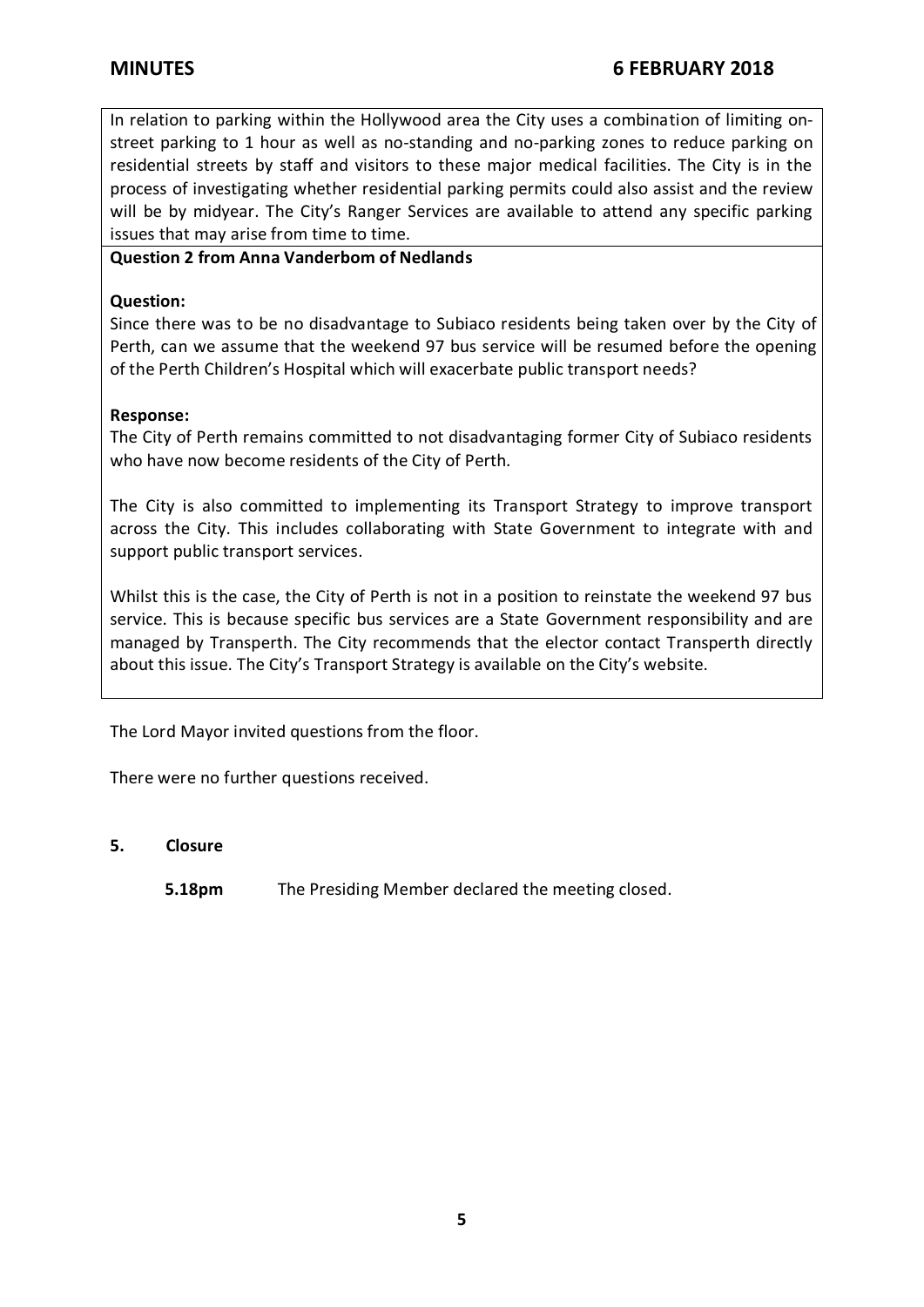In relation to parking within the Hollywood area the City uses a combination of limiting on-street parking to 1 hour as well as no-standing and no-parking zones to reduce parking on residential streets by staff and visitors to these major medical facilities. The City is in the process of investigating whether residential parking permits could also assist and the review will be by midyear. The City's Ranger Services are available to attend any specific parking issues that may arise from time to time.

**Question 2 from Anna Vanderbom of Nedlands**

**Question:**
Since there was to be no disadvantage to Subiaco residents being taken over by the City of Perth, can we assume that the weekend 97 bus service will be resumed before the opening of the Perth Children's Hospital which will exacerbate public transport needs?

**Response:**
The City of Perth remains committed to not disadvantaging former City of Subiaco residents who have now become residents of the City of Perth.

The City is also committed to implementing its Transport Strategy to improve transport across the City. This includes collaborating with State Government to integrate with and support public transport services.

Whilst this is the case, the City of Perth is not in a position to reinstate the weekend 97 bus service. This is because specific bus services are a State Government responsibility and are managed by Transperth. The City recommends that the elector contact Transperth directly about this issue. The City's Transport Strategy is available on the City's website.

The Lord Mayor invited questions from the floor.

There were no further questions received.

## 5. Closure

**5.18pm** The Presiding Member declared the meeting closed.